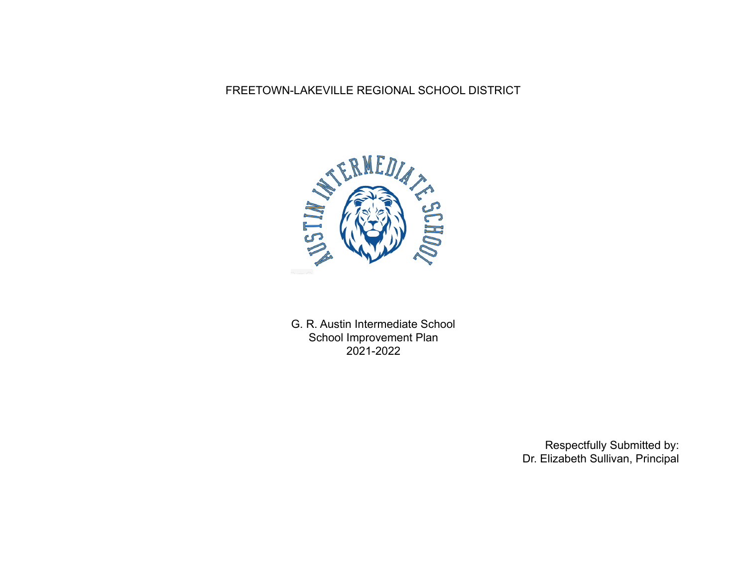FREETOWN-LAKEVILLE REGIONAL SCHOOL DISTRICT

G. R. Austin Intermediate School
School Improvement Plan
2021-2022

Respectfully Submitted by:
Dr. Elizabeth Sullivan, Principal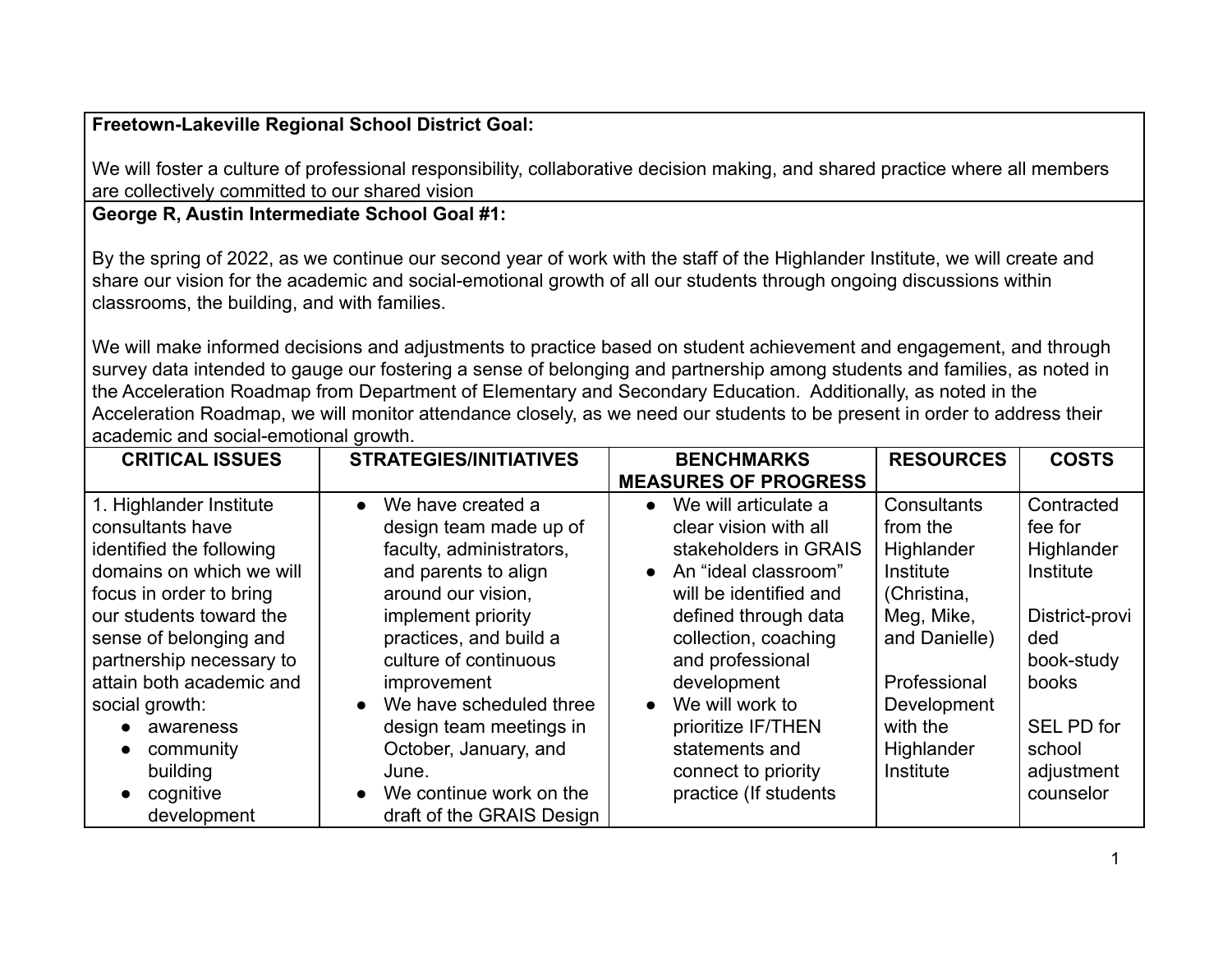**Freetown-Lakeville Regional School District Goal:**

We will foster a culture of professional responsibility, collaborative decision making, and shared practice where all members are collectively committed to our shared vision

**George R, Austin Intermediate School Goal #1:**

By the spring of 2022, as we continue our second year of work with the staff of the Highlander Institute, we will create and share our vision for the academic and social-emotional growth of all our students through ongoing discussions within classrooms, the building, and with families.

We will make informed decisions and adjustments to practice based on student achievement and engagement, and through survey data intended to gauge our fostering a sense of belonging and partnership among students and families, as noted in the Acceleration Roadmap from Department of Elementary and Secondary Education. Additionally, as noted in the Acceleration Roadmap, we will monitor attendance closely, as we need our students to be present in order to address their academic and social-emotional growth.

| CRITICAL ISSUES | STRATEGIES/INITIATIVES | BENCHMARKS MEASURES OF PROGRESS | RESOURCES | COSTS |
|---|---|---|---|---|
| 1. Highlander Institute consultants have identified the following domains on which we will focus in order to bring our students toward the sense of belonging and partnership necessary to attain both academic and social growth:<br>● awareness<br>● community building<br>● cognitive development | ● We have created a design team made up of faculty, administrators, and parents to align around our vision, implement priority practices, and build a culture of continuous improvement<br>● We have scheduled three design team meetings in October, January, and June.<br>● We continue work on the draft of the GRAIS Design | ● We will articulate a clear vision with all stakeholders in GRAIS<br>● An "ideal classroom" will be identified and defined through data collection, coaching and professional development<br>● We will work to prioritize IF/THEN statements and connect to priority practice (If students | Consultants from the Highlander Institute (Christina, Meg, Mike, and Danielle)<br><br>Professional Development with the Highlander Institute | Contracted fee for Highlander Institute<br><br>District-provided book-study books<br><br>SEL PD for school adjustment counselor |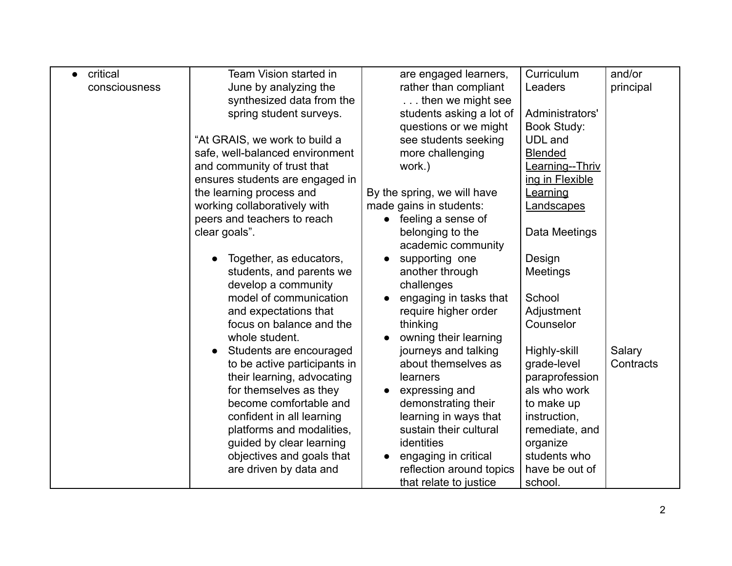| | | | | |
|---|---|---|---|---|
| • critical consciousness | Team Vision started in June by analyzing the synthesized data from the spring student surveys.<br><br>"At GRAIS, we work to build a safe, well-balanced environment and community of trust that ensures students are engaged in the learning process and working collaboratively with peers and teachers to reach clear goals".<br><br>• Together, as educators, students, and parents we develop a community model of communication and expectations that focus on balance and the whole student.<br>• Students are encouraged to be active participants in their learning, advocating for themselves as they become comfortable and confident in all learning platforms and modalities, guided by clear learning objectives and goals that are driven by data and | are engaged learners, rather than compliant . . . then we might see students asking a lot of questions or we might see students seeking more challenging work.)<br><br>By the spring, we will have made gains in students:<br>• feeling a sense of belonging to the academic community<br>• supporting one another through challenges<br>• engaging in tasks that require higher order thinking<br>• owning their learning journeys and talking about themselves as learners<br>• expressing and demonstrating their learning in ways that sustain their cultural identities<br>• engaging in critical reflection around topics that relate to justice | Curriculum Leaders<br><br>Administrators' Book Study: UDL and Blended Learning--Thriving in Flexible Learning Landscapes<br><br>Data Meetings<br><br>Design Meetings<br><br>School Adjustment Counselor<br><br>Highly-skill grade-level paraprofessionals who work to make up instruction, remediate, and organize students who have be out of school. | and/or principal<br><br>Salary Contracts |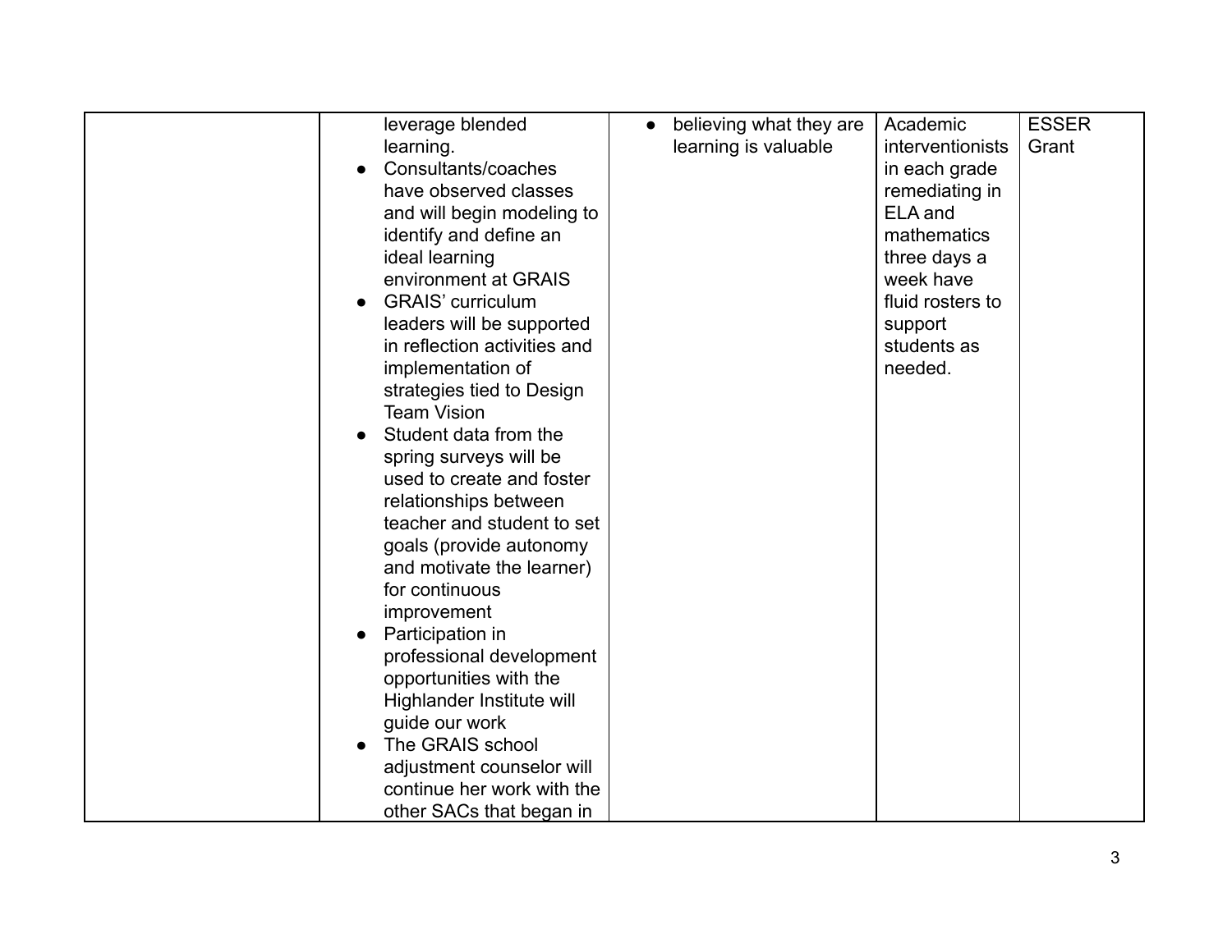| | | | | |
|---|---|---|---|---|
| | leverage blended learning.<br>• Consultants/coaches have observed classes and will begin modeling to identify and define an ideal learning environment at GRAIS<br>• GRAIS' curriculum leaders will be supported in reflection activities and implementation of strategies tied to Design Team Vision<br>• Student data from the spring surveys will be used to create and foster relationships between teacher and student to set goals (provide autonomy and motivate the learner) for continuous improvement<br>• Participation in professional development opportunities with the Highlander Institute will guide our work<br>• The GRAIS school adjustment counselor will continue her work with the other SACs that began in | • believing what they are learning is valuable | Academic interventionists in each grade remediating in ELA and mathematics three days a week have fluid rosters to support students as needed. | ESSER Grant |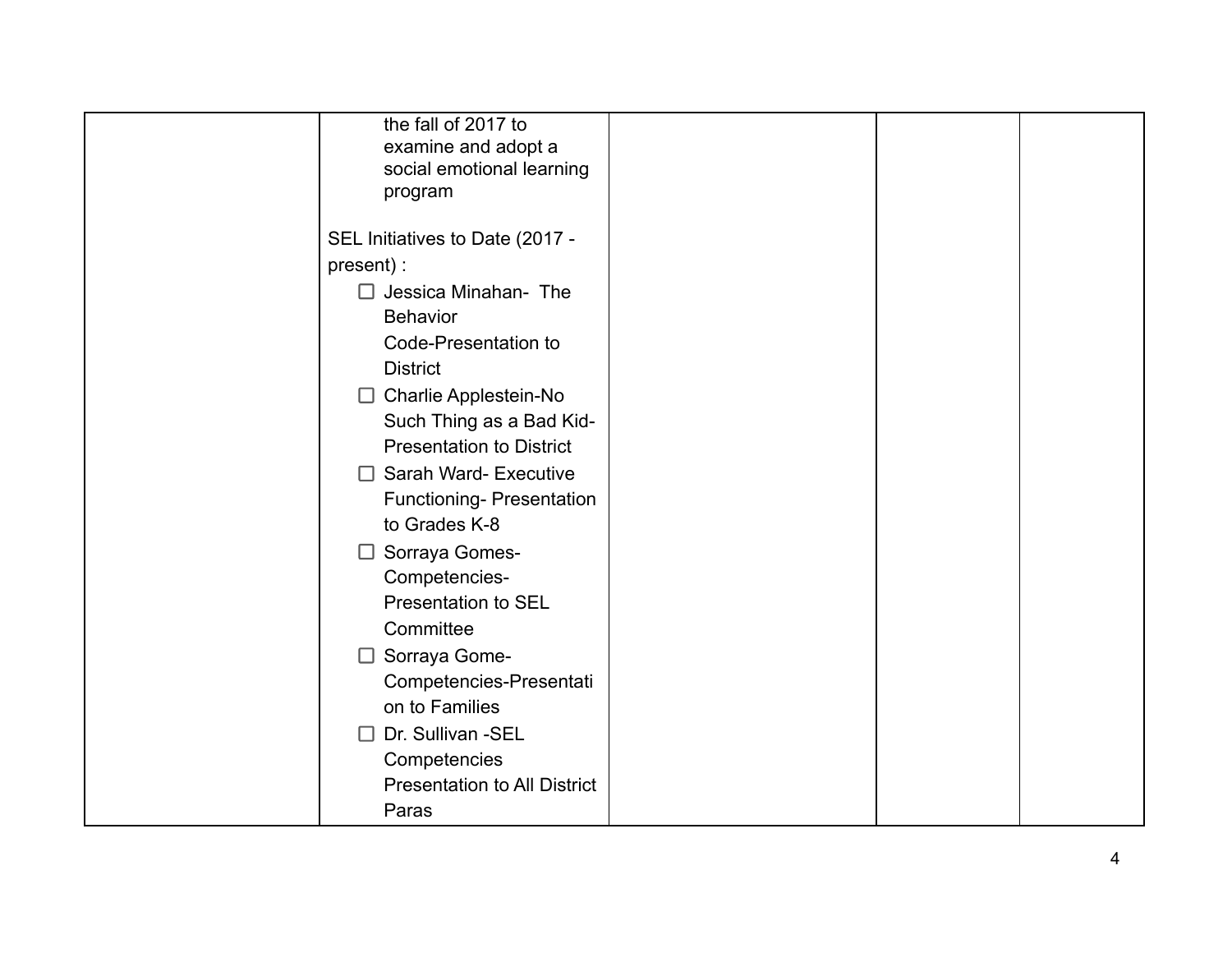| | | | | |
|---|---|---|---|---|
| | the fall of 2017 to examine and adopt a social emotional learning program<br><br>SEL Initiatives to Date (2017 - present) :<br>☐ Jessica Minahan- The Behavior Code-Presentation to District<br>☐ Charlie Applestein-No Such Thing as a Bad Kid-Presentation to District<br>☐ Sarah Ward- Executive Functioning- Presentation to Grades K-8<br>☐ Sorraya Gomes-Competencies-Presentation to SEL Committee<br>☐ Sorraya Gome-Competencies-Presentation to Families<br>☐ Dr. Sullivan -SEL Competencies Presentation to All District Paras | | | |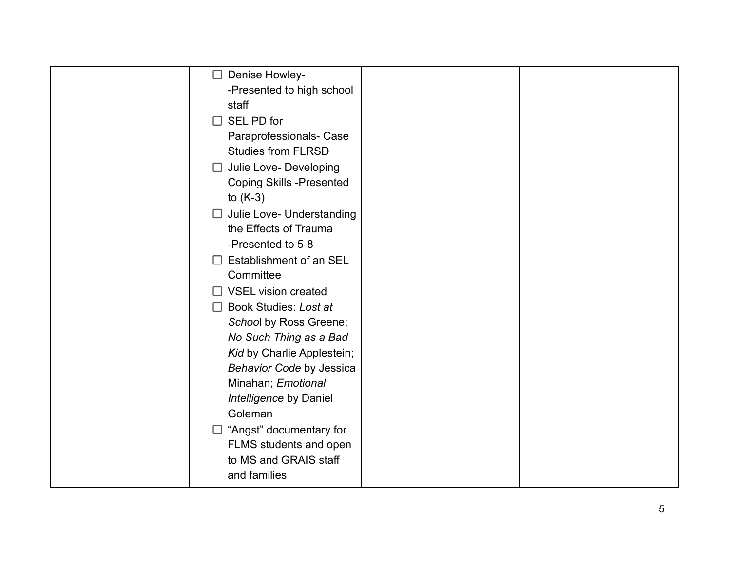| | | | | |
|---|---|---|---|---|
| | ☐ Denise Howley- -Presented to high school staff<br>☐ SEL PD for Paraprofessionals- Case Studies from FLRSD<br>☐ Julie Love- Developing Coping Skills -Presented to (K-3)<br>☐ Julie Love- Understanding the Effects of Trauma -Presented to 5-8<br>☐ Establishment of an SEL Committee<br>☐ VSEL vision created<br>☐ Book Studies: *Lost at Schoo*l by Ross Greene; *No Such Thing as a Bad Kid* by Charlie Applestein; *Behavior Code* by Jessica Minahan; *Emotional Intelligence* by Daniel Goleman<br>☐ "Angst" documentary for FLMS students and open to MS and GRAIS staff and families | | | |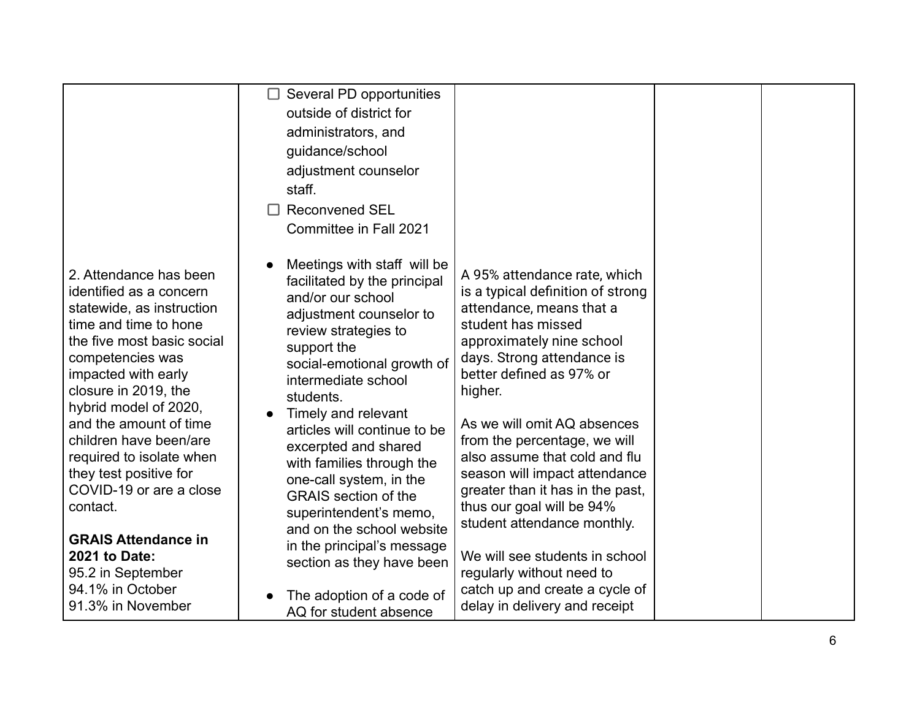| | | | | |
|---|---|---|---|---|
| | ☐ Several PD opportunities outside of district for administrators, and guidance/school adjustment counselor staff.<br>☐ Reconvened SEL Committee in Fall 2021 | | | |
| 2. Attendance has been identified as a concern statewide, as instruction time and time to hone the five most basic social competencies was impacted with early closure in 2019, the hybrid model of 2020, and the amount of time children have been/are required to isolate when they test positive for COVID-19 or are a close contact.<br><br>**GRAIS Attendance in 2021 to Date:**<br>95.2 in September<br>94.1% in October<br>91.3% in November | ● Meetings with staff will be facilitated by the principal and/or our school adjustment counselor to review strategies to support the social-emotional growth of intermediate school students.<br>● Timely and relevant articles will continue to be excerpted and shared with families through the one-call system, in the GRAIS section of the superintendent's memo, and on the school website in the principal's message section as they have been<br>● The adoption of a code of AQ for student absence | A 95% attendance rate, which is a typical definition of strong attendance, means that a student has missed approximately nine school days. Strong attendance is better defined as 97% or higher.<br><br>As we will omit AQ absences from the percentage, we will also assume that cold and flu season will impact attendance greater than it has in the past, thus our goal will be 94% student attendance monthly.<br><br>We will see students in school regularly without need to catch up and create a cycle of delay in delivery and receipt | | |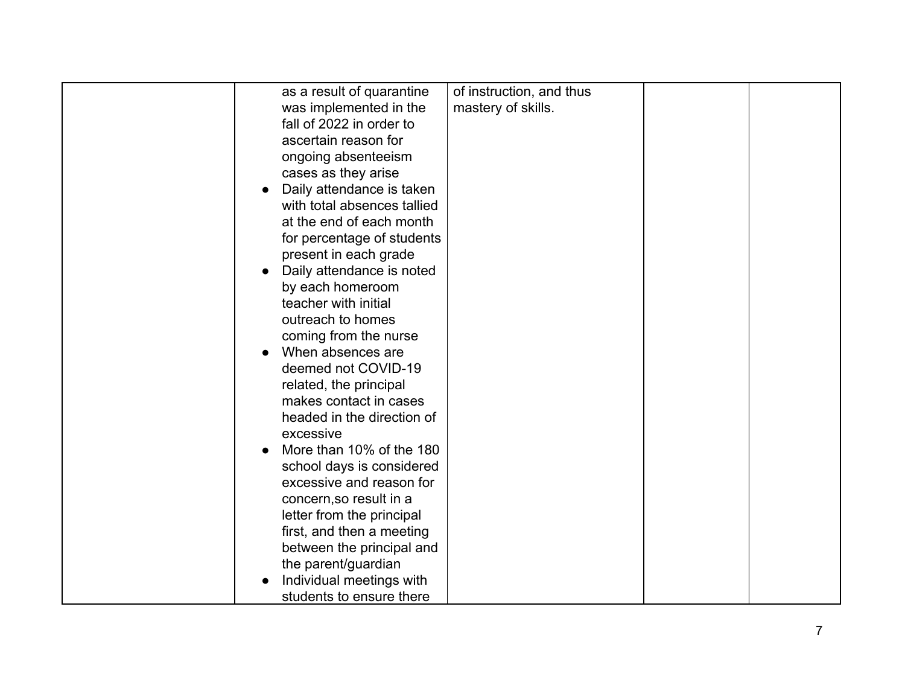| | | | | |
|---|---|---|---|---|
| | as a result of quarantine was implemented in the fall of 2022 in order to ascertain reason for ongoing absenteeism cases as they arise<br>● Daily attendance is taken with total absences tallied at the end of each month for percentage of students present in each grade<br>● Daily attendance is noted by each homeroom teacher with initial outreach to homes coming from the nurse<br>● When absences are deemed not COVID-19 related, the principal makes contact in cases headed in the direction of excessive<br>● More than 10% of the 180 school days is considered excessive and reason for concern,so result in a letter from the principal first, and then a meeting between the principal and the parent/guardian<br>● Individual meetings with students to ensure there | of instruction, and thus mastery of skills. | | |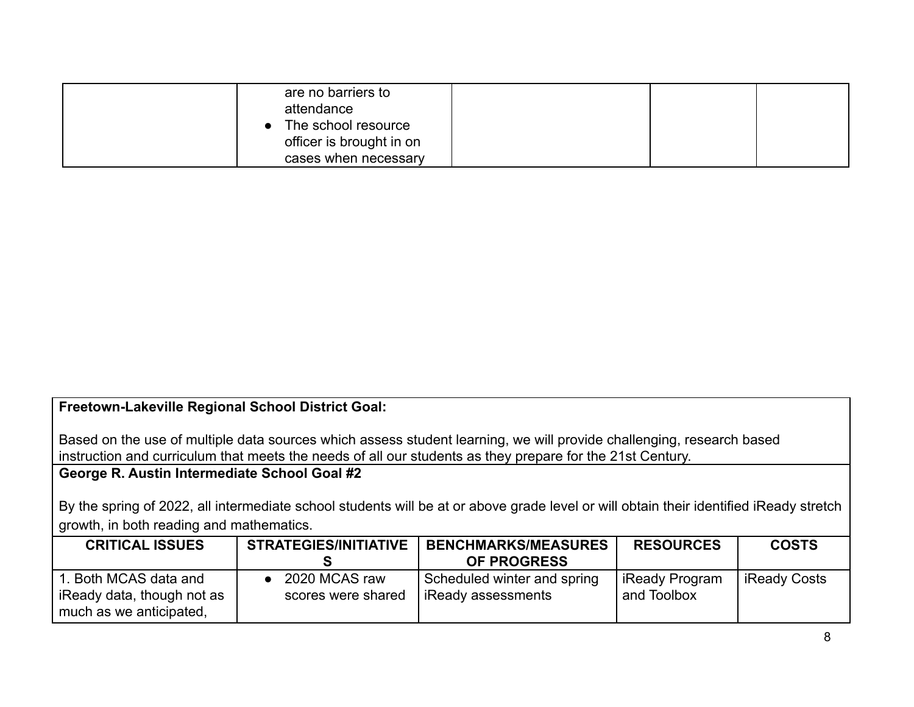| | | | | |
|---|---|---|---|---|
| | are no barriers to attendance<br>● The school resource officer is brought in on cases when necessary | | | |

| **Freetown-Lakeville Regional School District Goal:**<br><br>Based on the use of multiple data sources which assess student learning, we will provide challenging, research based instruction and curriculum that meets the needs of all our students as they prepare for the 21st Century. | | | | |
|---|---|---|---|---|
| **George R. Austin Intermediate School Goal #2**<br><br>By the spring of 2022, all intermediate school students will be at or above grade level or will obtain their identified iReady stretch growth, in both reading and mathematics. | | | | |
| **CRITICAL ISSUES** | **STRATEGIES/INITIATIVES** | **BENCHMARKS/MEASURES OF PROGRESS** | **RESOURCES** | **COSTS** |
| 1. Both MCAS data and iReady data, though not as much as we anticipated, | ● 2020 MCAS raw scores were shared | Scheduled winter and spring iReady assessments | iReady Program and Toolbox | iReady Costs |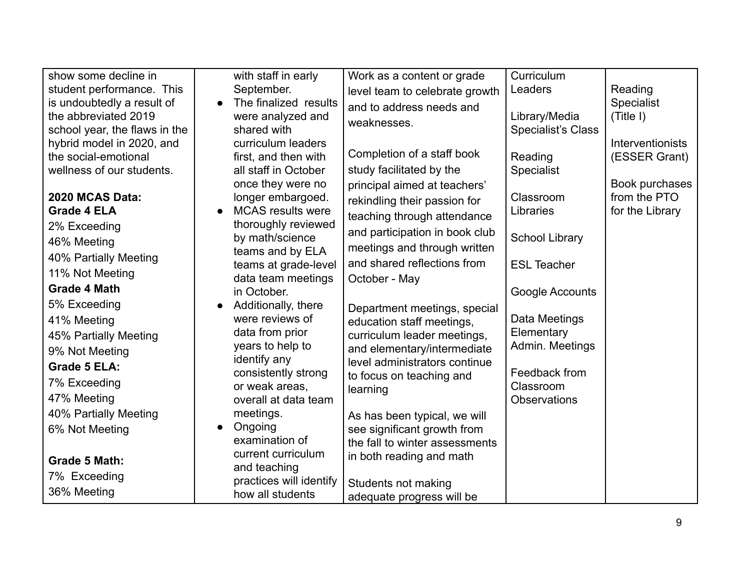| | | | | |
|---|---|---|---|---|
| show some decline in student performance. This is undoubtedly a result of the abbreviated 2019 school year, the flaws in the hybrid model in 2020, and the social-emotional wellness of our students.<br><br>**2020 MCAS Data:**<br>**Grade 4 ELA**<br>2% Exceeding<br>46% Meeting<br>40% Partially Meeting<br>11% Not Meeting<br>**Grade 4 Math**<br>5% Exceeding<br>41% Meeting<br>45% Partially Meeting<br>9% Not Meeting<br>**Grade 5 ELA:**<br>7% Exceeding<br>47% Meeting<br>40% Partially Meeting<br>6% Not Meeting<br><br>**Grade 5 Math:**<br>7% Exceeding<br>36% Meeting | with staff in early September.<br>● The finalized results were analyzed and shared with curriculum leaders first, and then with all staff in October once they were no longer embargoed.<br>● MCAS results were thoroughly reviewed by math/science teams and by ELA teams at grade-level data team meetings in October.<br>● Additionally, there were reviews of data from prior years to help to identify any consistently strong or weak areas, overall at data team meetings.<br>● Ongoing examination of current curriculum and teaching practices will identify how all students | Work as a content or grade level team to celebrate growth and to address needs and weaknesses.<br><br>Completion of a staff book study facilitated by the principal aimed at teachers' rekindling their passion for teaching through attendance and participation in book club meetings and through written and shared reflections from October - May<br><br>Department meetings, special education staff meetings, curriculum leader meetings, and elementary/intermediate level administrators continue to focus on teaching and learning<br><br>As has been typical, we will see significant growth from the fall to winter assessments in both reading and math<br><br>Students not making adequate progress will be | Curriculum Leaders<br><br>Library/Media Specialist's Class<br><br>Reading Specialist<br><br>Classroom Libraries<br><br>School Library<br><br>ESL Teacher<br><br>Google Accounts<br><br>Data Meetings Elementary Admin. Meetings<br><br>Feedback from Classroom Observations | Reading Specialist (Title I)<br><br>Interventionists (ESSER Grant)<br><br>Book purchases from the PTO for the Library |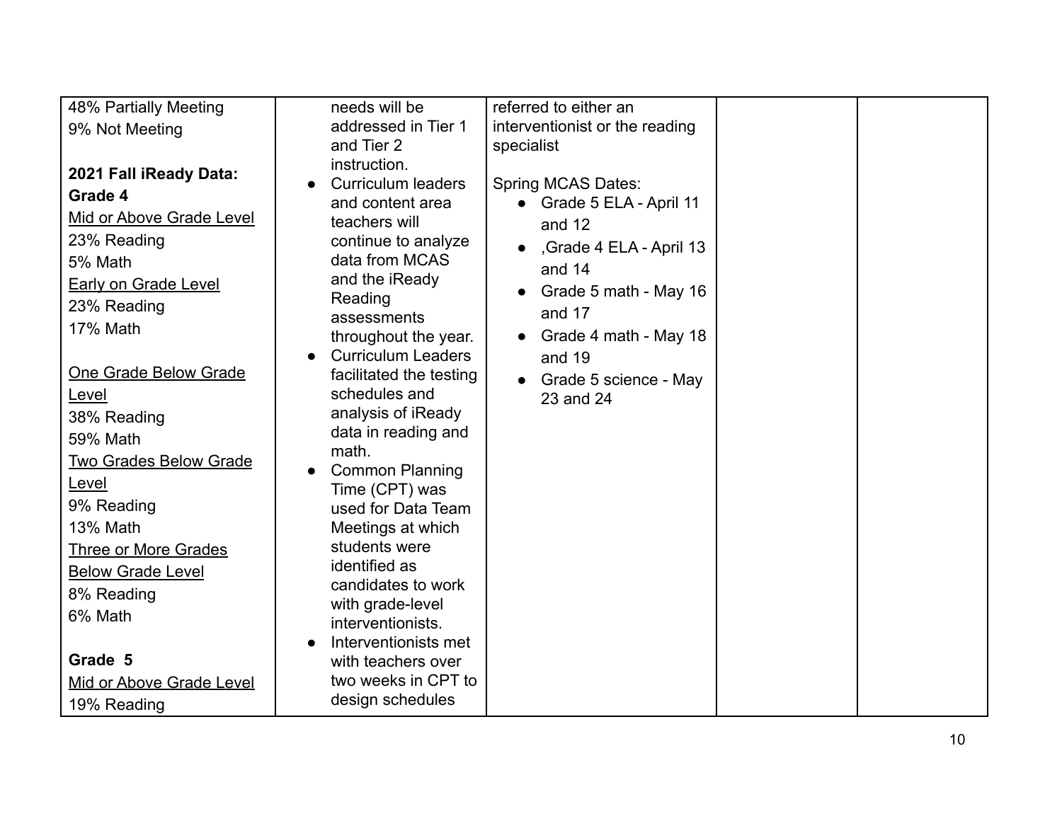| | | | | |
|---|---|---|---|---|
| 48% Partially Meeting<br>9% Not Meeting<br><br>**2021 Fall iReady Data:**<br>**Grade 4**<br>Mid or Above Grade Level<br>23% Reading<br>5% Math<br>Early on Grade Level<br>23% Reading<br>17% Math<br><br>One Grade Below Grade Level<br>38% Reading<br>59% Math<br>Two Grades Below Grade Level<br>9% Reading<br>13% Math<br>Three or More Grades Below Grade Level<br>8% Reading<br>6% Math<br><br>**Grade 5**<br>Mid or Above Grade Level<br>19% Reading | needs will be addressed in Tier 1 and Tier 2 instruction.<br>• Curriculum leaders and content area teachers will continue to analyze data from MCAS and the iReady Reading assessments throughout the year.<br>• Curriculum Leaders facilitated the testing schedules and analysis of iReady data in reading and math.<br>• Common Planning Time (CPT) was used for Data Team Meetings at which students were identified as candidates to work with grade-level interventionists.<br>• Interventionists met with teachers over two weeks in CPT to design schedules | referred to either an interventionist or the reading specialist<br><br>Spring MCAS Dates:<br>• Grade 5 ELA - April 11 and 12<br>• ,Grade 4 ELA - April 13 and 14<br>• Grade 5 math - May 16 and 17<br>• Grade 4 math - May 18 and 19<br>• Grade 5 science - May 23 and 24 | | |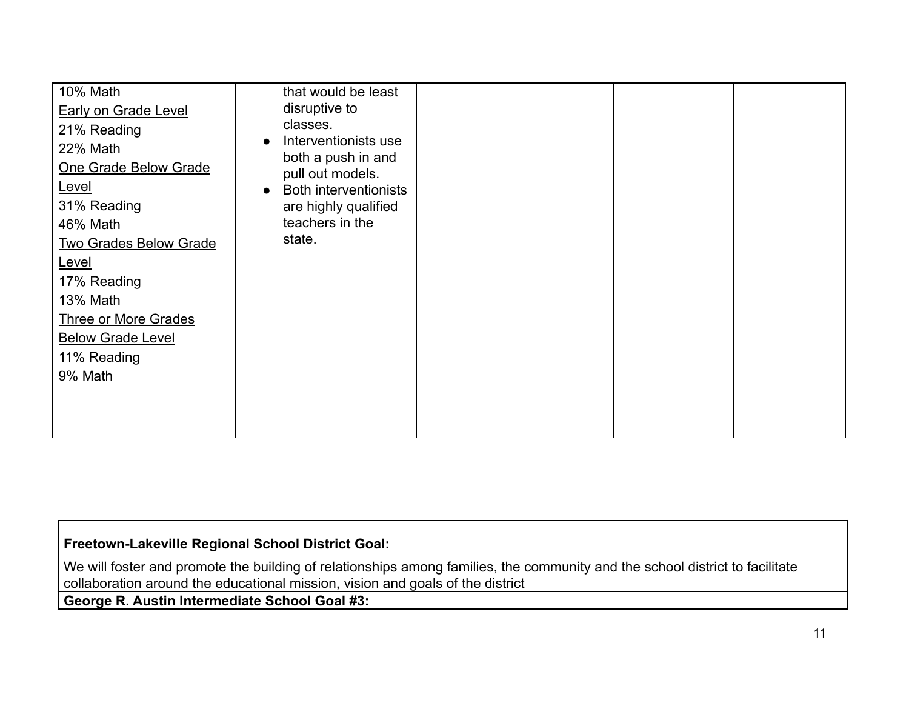| | | | | |
|---|---|---|---|---|
| 10% Math<br>Early on Grade Level<br>21% Reading<br>22% Math<br>One Grade Below Grade Level<br>31% Reading<br>46% Math<br>Two Grades Below Grade Level<br>17% Reading<br>13% Math<br>Three or More Grades Below Grade Level<br>11% Reading<br>9% Math | that would be least disruptive to classes.<br>● Interventionists use both a push in and pull out models.<br>● Both interventionists are highly qualified teachers in the state. | | | |

| |
|---|
| **Freetown-Lakeville Regional School District Goal:**<br>We will foster and promote the building of relationships among families, the community and the school district to facilitate collaboration around the educational mission, vision and goals of the district |
| **George R. Austin Intermediate School Goal #3:** |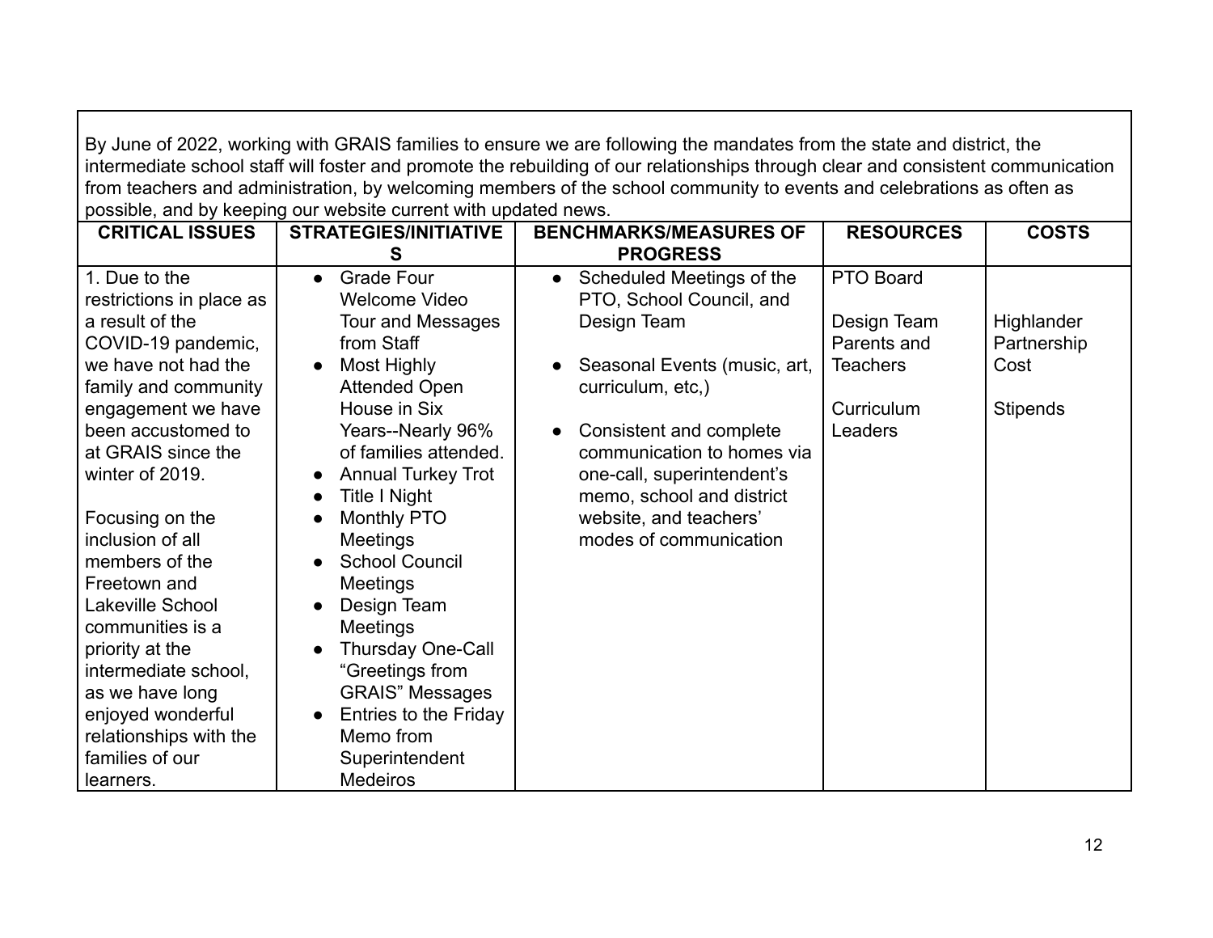By June of 2022, working with GRAIS families to ensure we are following the mandates from the state and district, the intermediate school staff will foster and promote the rebuilding of our relationships through clear and consistent communication from teachers and administration, by welcoming members of the school community to events and celebrations as often as possible, and by keeping our website current with updated news.

| CRITICAL ISSUES | STRATEGIES/INITIATIVES | BENCHMARKS/MEASURES OF PROGRESS | RESOURCES | COSTS |
|---|---|---|---|---|
| 1. Due to the restrictions in place as a result of the COVID-19 pandemic, we have not had the family and community engagement we have been accustomed to at GRAIS since the winter of 2019.<br><br>Focusing on the inclusion of all members of the Freetown and Lakeville School communities is a priority at the intermediate school, as we have long enjoyed wonderful relationships with the families of our learners. | • Grade Four Welcome Video Tour and Messages from Staff<br>• Most Highly Attended Open House in Six Years--Nearly 96% of families attended.<br>• Annual Turkey Trot<br>• Title I Night<br>• Monthly PTO Meetings<br>• School Council Meetings<br>• Design Team Meetings<br>• Thursday One-Call “Greetings from GRAIS” Messages<br>• Entries to the Friday Memo from Superintendent Medeiros | • Scheduled Meetings of the PTO, School Council, and Design Team<br><br>• Seasonal Events (music, art, curriculum, etc,)<br><br>• Consistent and complete communication to homes via one-call, superintendent’s memo, school and district website, and teachers’ modes of communication | PTO Board<br><br>Design Team<br>Parents and Teachers<br><br>Curriculum Leaders | <br><br>Highlander Partnership Cost<br><br>Stipends |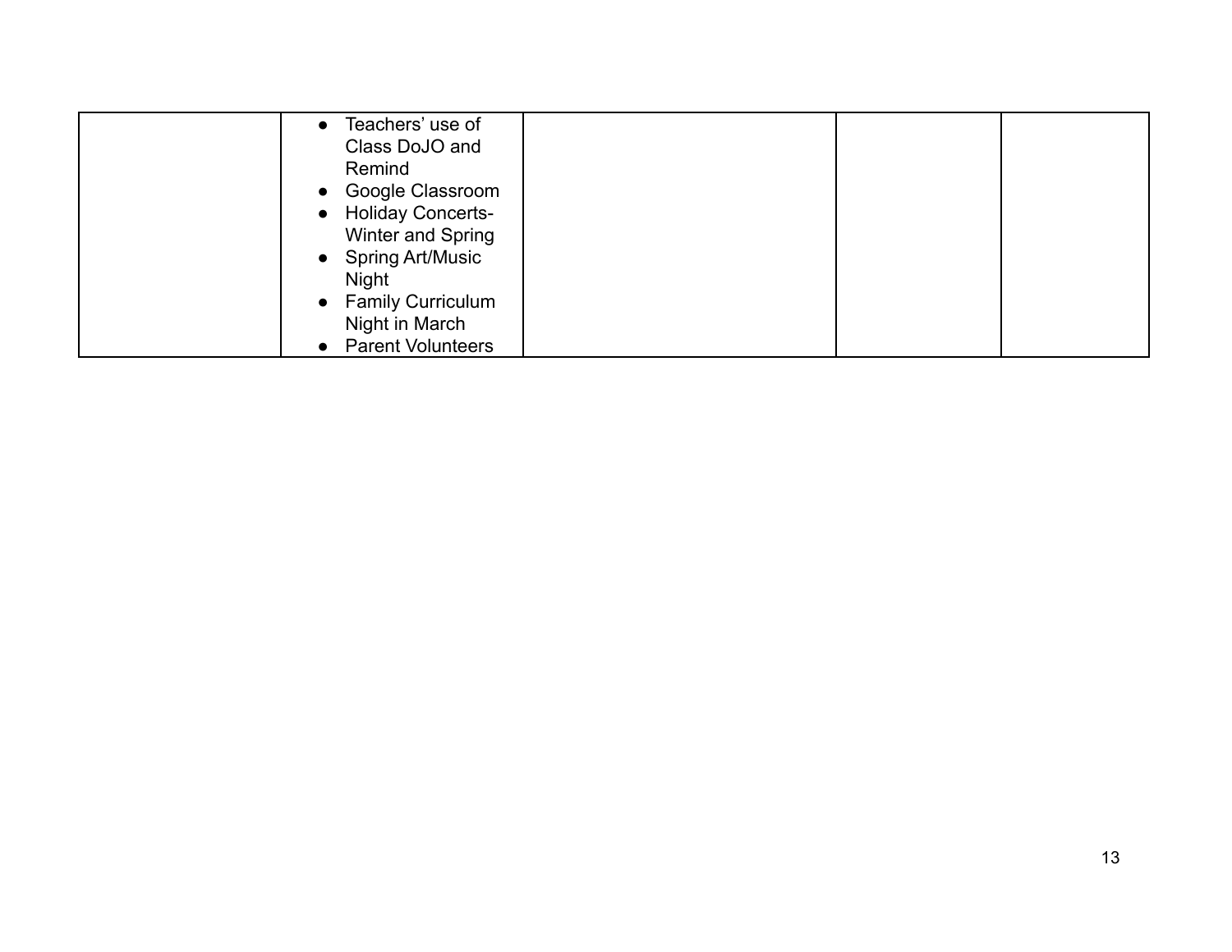| | | | | |
|---|---|---|---|---|
| | • Teachers' use of Class DoJO and Remind<br>• Google Classroom<br>• Holiday Concerts-Winter and Spring<br>• Spring Art/Music Night<br>• Family Curriculum Night in March<br>• Parent Volunteers | | | |